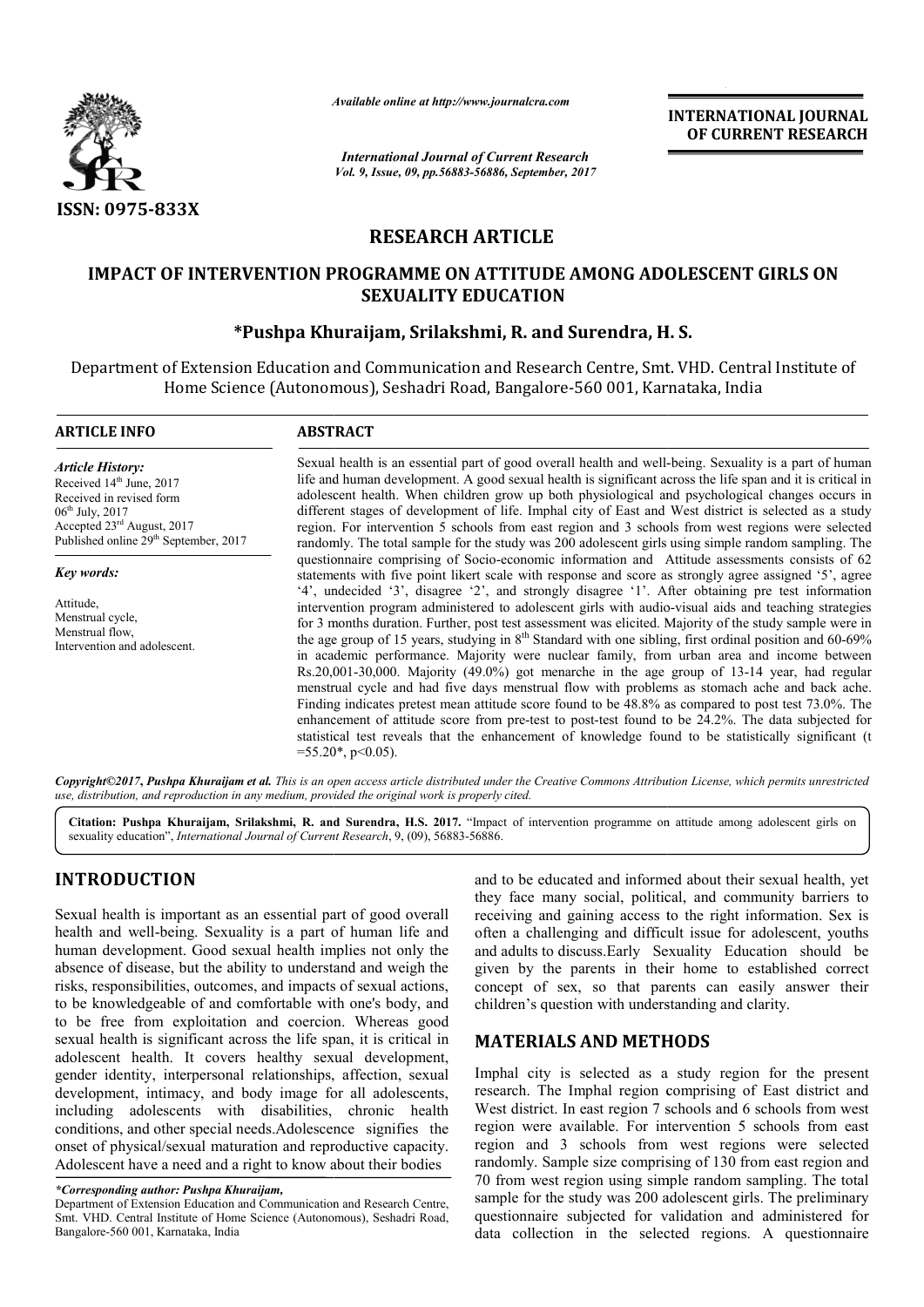ISSN: 0975-833X

*Available online at http://www.journalcra.com*

*International Journal of Current Research*
*Vol. 9, Issue, 09, pp.56883-56886, September, 2017*

**INTERNATIONAL JOURNAL OF CURRENT RESEARCH**

# RESEARCH ARTICLE

# IMPACT OF INTERVENTION PROGRAMME ON ATTITUDE AMONG ADOLESCENT GIRLS ON SEXUALITY EDUCATION

**\*Pushpa Khuraijam, Srilakshmi, R. and Surendra, H. S.**

Department of Extension Education and Communication and Research Centre, Smt. VHD. Central Institute of Home Science (Autonomous), Seshadri Road, Bangalore-560 001, Karnataka, India

## ARTICLE INFO

*Article History:*

Received 14th June, 2017
Received in revised form 06th July, 2017
Accepted 23rd August, 2017
Published online 29th September, 2017

*Key words:*

Attitude,
Menstrual cycle,
Menstrual flow,
Intervention and adolescent.

## ABSTRACT

Sexual health is an essential part of good overall health and well-being. Sexuality is a part of human life and human development. A good sexual health is significant across the life span and it is critical in adolescent health. When children grow up both physiological and psychological changes occurs in different stages of development of life. Imphal city of East and West district is selected as a study region. For intervention 5 schools from east region and 3 schools from west regions were selected randomly. The total sample for the study was 200 adolescent girls using simple random sampling. The questionnaire comprising of Socio-economic information and Attitude assessments consists of 62 statements with five point likert scale with response and score as strongly agree assigned '5', agree '4', undecided '3', disagree '2', and strongly disagree '1'. After obtaining pre test information intervention program administered to adolescent girls with audio-visual aids and teaching strategies for 3 months duration. Further, post test assessment was elicited. Majority of the study sample were in the age group of 15 years, studying in 8th Standard with one sibling, first ordinal position and 60-69% in academic performance. Majority were nuclear family, from urban area and income between Rs.20,001-30,000. Majority (49.0%) got menarche in the age group of 13-14 year, had regular menstrual cycle and had five days menstrual flow with problems as stomach ache and back ache. Finding indicates pretest mean attitude score found to be 48.8% as compared to post test 73.0%. The enhancement of attitude score from pre-test to post-test found to be 24.2%. The data subjected for statistical test reveals that the enhancement of knowledge found to be statistically significant ($t = 55.20^*$, $p<0.05$).

*Copyright©2017, Pushpa Khuraijam et al. This is an open access article distributed under the Creative Commons Attribution License, which permits unrestricted use, distribution, and reproduction in any medium, provided the original work is properly cited.*

**Citation: Pushpa Khuraijam, Srilakshmi, R. and Surendra, H.S. 2017.** "Impact of intervention programme on attitude among adolescent girls on sexuality education", *International Journal of Current Research*, 9, (09), 56883-56886.

## INTRODUCTION

Sexual health is important as an essential part of good overall health and well-being. Sexuality is a part of human life and human development. Good sexual health implies not only the absence of disease, but the ability to understand and weigh the risks, responsibilities, outcomes, and impacts of sexual actions, to be knowledgeable of and comfortable with one's body, and to be free from exploitation and coercion. Whereas good sexual health is significant across the life span, it is critical in adolescent health. It covers healthy sexual development, gender identity, interpersonal relationships, affection, sexual development, intimacy, and body image for all adolescents, including adolescents with disabilities, chronic health conditions, and other special needs.Adolescence signifies the onset of physical/sexual maturation and reproductive capacity. Adolescent have a need and a right to know about their bodies and to be educated and informed about their sexual health, yet they face many social, political, and community barriers to receiving and gaining access to the right information. Sex is often a challenging and difficult issue for adolescent, youths and adults to discuss.Early Sexuality Education should be given by the parents in their home to established correct concept of sex, so that parents can easily answer their children's question with understanding and clarity.

## MATERIALS AND METHODS

Imphal city is selected as a study region for the present research. The Imphal region comprising of East district and West district. In east region 7 schools and 6 schools from west region were available. For intervention 5 schools from east region and 3 schools from west regions were selected randomly. Sample size comprising of 130 from east region and 70 from west region using simple random sampling. The total sample for the study was 200 adolescent girls. The preliminary questionnaire subjected for validation and administered for data collection in the selected regions. A questionnaire

*\*Corresponding author: Pushpa Khuraijam,*
Department of Extension Education and Communication and Research Centre, Smt. VHD. Central Institute of Home Science (Autonomous), Seshadri Road, Bangalore-560 001, Karnataka, India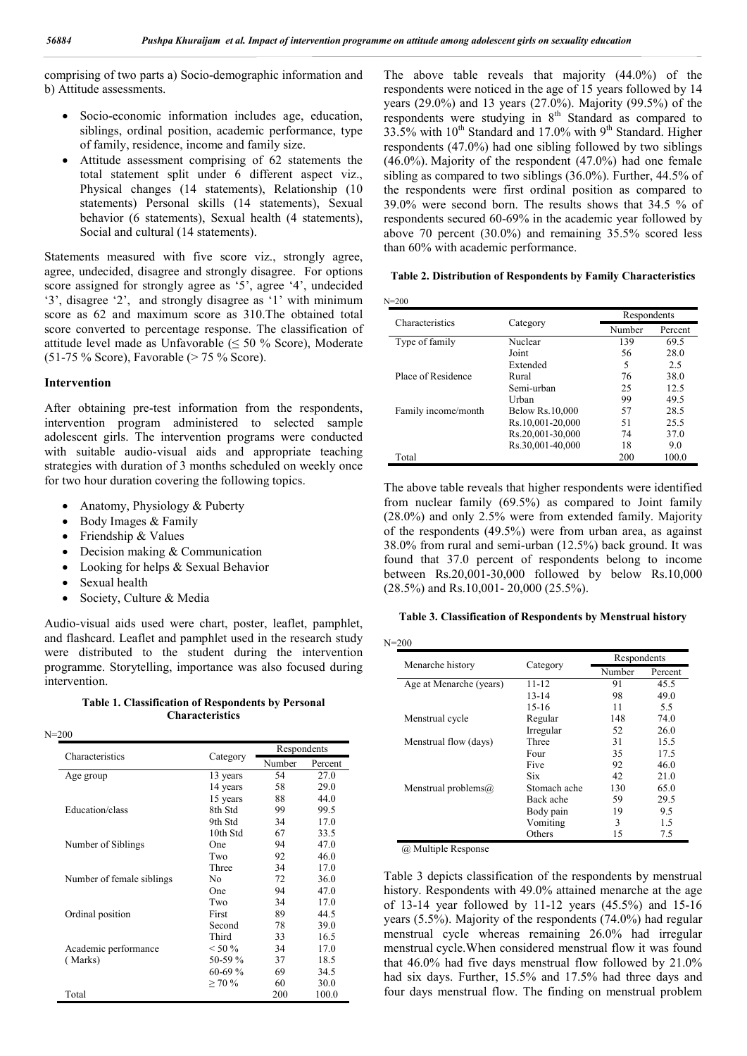comprising of two parts a) Socio-demographic information and b) Attitude assessments.

- Socio-economic information includes age, education, siblings, ordinal position, academic performance, type of family, residence, income and family size.
- Attitude assessment comprising of 62 statements the total statement split under 6 different aspect viz., Physical changes (14 statements), Relationship (10 statements) Personal skills (14 statements), Sexual behavior (6 statements), Sexual health (4 statements), Social and cultural (14 statements).

Statements measured with five score viz., strongly agree, agree, undecided, disagree and strongly disagree. For options score assigned for strongly agree as '5', agree '4', undecided '3', disagree '2', and strongly disagree as '1' with minimum score as 62 and maximum score as 310.The obtained total score converted to percentage response. The classification of attitude level made as Unfavorable (≤ 50 % Score), Moderate (51-75 % Score), Favorable (> 75 % Score).

### Intervention

After obtaining pre-test information from the respondents, intervention program administered to selected sample adolescent girls. The intervention programs were conducted with suitable audio-visual aids and appropriate teaching strategies with duration of 3 months scheduled on weekly once for two hour duration covering the following topics.

- Anatomy, Physiology & Puberty
- Body Images & Family
- Friendship & Values
- Decision making & Communication
- Looking for helps & Sexual Behavior
- Sexual health
- Society, Culture & Media

Audio-visual aids used were chart, poster, leaflet, pamphlet, and flashcard. Leaflet and pamphlet used in the research study were distributed to the student during the intervention programme. Storytelling, importance was also focused during intervention.

**Table 1. Classification of Respondents by Personal Characteristics**

N=200

| Characteristics | Category | Respondents | |
|---|---|---|---|
| | | Number | Percent |
| Age group | 13 years | 54 | 27.0 |
| | 14 years | 58 | 29.0 |
| | 15 years | 88 | 44.0 |
| Education/class | 8th Std | 99 | 99.5 |
| | 9th Std | 34 | 17.0 |
| | 10th Std | 67 | 33.5 |
| Number of Siblings | One | 94 | 47.0 |
| | Two | 92 | 46.0 |
| | Three | 34 | 17.0 |
| Number of female siblings | No | 72 | 36.0 |
| | One | 94 | 47.0 |
| | Two | 34 | 17.0 |
| Ordinal position | First | 89 | 44.5 |
| | Second | 78 | 39.0 |
| | Third | 33 | 16.5 |
| Academic performance (Marks) | < 50 % | 34 | 17.0 |
| | 50-59 % | 37 | 18.5 |
| | 60-69 % | 69 | 34.5 |
| | ≥ 70 % | 60 | 30.0 |
| Total | | 200 | 100.0 |

The above table reveals that majority (44.0%) of the respondents were noticed in the age of 15 years followed by 14 years (29.0%) and 13 years (27.0%). Majority (99.5%) of the respondents were studying in 8th Standard as compared to 33.5% with 10th Standard and 17.0% with 9th Standard. Higher respondents (47.0%) had one sibling followed by two siblings (46.0%). Majority of the respondent (47.0%) had one female sibling as compared to two siblings (36.0%). Further, 44.5% of the respondents were first ordinal position as compared to 39.0% were second born. The results shows that 34.5 % of respondents secured 60-69% in the academic year followed by above 70 percent (30.0%) and remaining 35.5% scored less than 60% with academic performance.

**Table 2. Distribution of Respondents by Family Characteristics**

N=200

| Characteristics | Category | Respondents | |
|---|---|---|---|
| | | Number | Percent |
| Type of family | Nuclear | 139 | 69.5 |
| | Joint | 56 | 28.0 |
| | Extended | 5 | 2.5 |
| Place of Residence | Rural | 76 | 38.0 |
| | Semi-urban | 25 | 12.5 |
| | Urban | 99 | 49.5 |
| Family income/month | Below Rs.10,000 | 57 | 28.5 |
| | Rs.10,001-20,000 | 51 | 25.5 |
| | Rs.20,001-30,000 | 74 | 37.0 |
| | Rs.30,001-40,000 | 18 | 9.0 |
| Total | | 200 | 100.0 |

The above table reveals that higher respondents were identified from nuclear family (69.5%) as compared to Joint family (28.0%) and only 2.5% were from extended family. Majority of the respondents (49.5%) were from urban area, as against 38.0% from rural and semi-urban (12.5%) back ground. It was found that 37.0 percent of respondents belong to income between Rs.20,001-30,000 followed by below Rs.10,000 (28.5%) and Rs.10,001- 20,000 (25.5%).

**Table 3. Classification of Respondents by Menstrual history**

N=200

| Menarche history | Category | Respondents | |
|---|---|---|---|
| | | Number | Percent |
| Age at Menarche (years) | 11-12 | 91 | 45.5 |
| | 13-14 | 98 | 49.0 |
| | 15-16 | 11 | 5.5 |
| Menstrual cycle | Regular | 148 | 74.0 |
| | Irregular | 52 | 26.0 |
| Menstrual flow (days) | Three | 31 | 15.5 |
| | Four | 35 | 17.5 |
| | Five | 92 | 46.0 |
| | Six | 42 | 21.0 |
| Menstrual problems@ | Stomach ache | 130 | 65.0 |
| | Back ache | 59 | 29.5 |
| | Body pain | 19 | 9.5 |
| | Vomiting | 3 | 1.5 |
| | Others | 15 | 7.5 |

@ Multiple Response

Table 3 depicts classification of the respondents by menstrual history. Respondents with 49.0% attained menarche at the age of 13-14 year followed by 11-12 years (45.5%) and 15-16 years (5.5%). Majority of the respondents (74.0%) had regular menstrual cycle whereas remaining 26.0% had irregular menstrual cycle.When considered menstrual flow it was found that 46.0% had five days menstrual flow followed by 21.0% had six days. Further, 15.5% and 17.5% had three days and four days menstrual flow. The finding on menstrual problem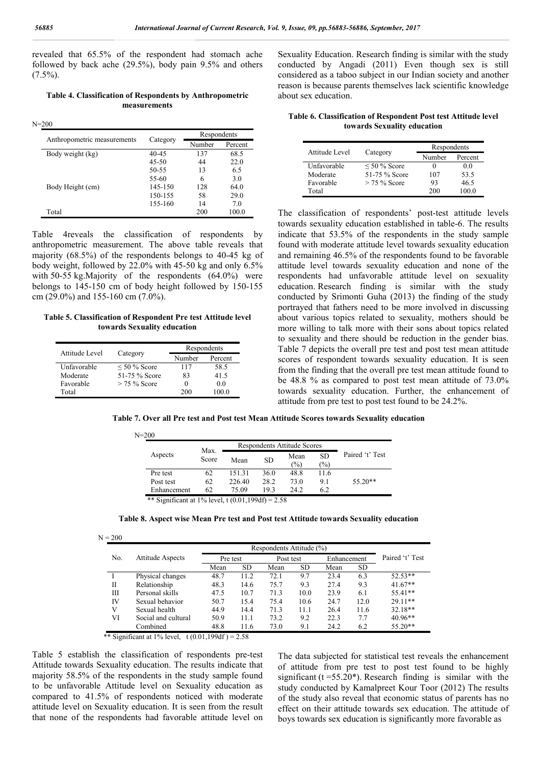revealed that 65.5% of the respondent had stomach ache followed by back ache (29.5%), body pain 9.5% and others (7.5%).

**Table 4. Classification of Respondents by Anthropometric measurements**

N=200

| Anthropometric measurements | Category | Respondents | |
|---|---|---|---|
| | | Number | Percent |
| Body weight (kg) | 40-45 | 137 | 68.5 |
| | 45-50 | 44 | 22.0 |
| | 50-55 | 13 | 6.5 |
| | 55-60 | 6 | 3.0 |
| Body Height (cm) | 145-150 | 128 | 64.0 |
| | 150-155 | 58 | 29.0 |
| | 155-160 | 14 | 7.0 |
| Total | | 200 | 100.0 |

Table 4reveals the classification of respondents by anthropometric measurement. The above table reveals that majority (68.5%) of the respondents belongs to 40-45 kg of body weight, followed by 22.0% with 45-50 kg and only 6.5% with 50-55 kg.Majority of the respondents (64.0%) were belongs to 145-150 cm of body height followed by 150-155 cm (29.0%) and 155-160 cm (7.0%).

**Table 5. Classification of Respondent Pre test Attitude level towards Sexuality education**

| Attitude Level | Category | Respondents | |
|---|---|---|---|
| | | Number | Percent |
| Unfavorable | ≤ 50 % Score | 117 | 58.5 |
| Moderate | 51-75 % Score | 83 | 41.5 |
| Favorable | > 75 % Score | 0 | 0.0 |
| Total | | 200 | 100.0 |

Table 5 establish the classification of respondents pre-test Attitude towards Sexuality education. The results indicate that majority 58.5% of the respondents in the study sample found to be unfavorable Attitude level on Sexuality education as compared to 41.5% of respondents noticed with moderate attitude level on Sexuality education. It is seen from the result that none of the respondents had favorable attitude level on Sexuality Education. Research finding is similar with the study conducted by Angadi (2011) Even though sex is still considered as a taboo subject in our Indian society and another reason is because parents themselves lack scientific knowledge about sex education.

**Table 6. Classification of Respondent Post test Attitude level towards Sexuality education**

| Attitude Level | Category | Respondents | |
|---|---|---|---|
| | | Number | Percent |
| Unfavorable | ≤ 50 % Score | 0 | 0.0 |
| Moderate | 51-75 % Score | 107 | 53.5 |
| Favorable | > 75 % Score | 93 | 46.5 |
| Total | | 200 | 100.0 |

The classification of respondents' post-test attitude levels towards sexuality education established in table-6. The results indicate that 53.5% of the respondents in the study sample found with moderate attitude level towards sexuality education and remaining 46.5% of the respondents found to be favorable attitude level towards sexuality education and none of the respondents had unfavorable attitude level on sexuality education. Research finding is similar with the study conducted by Srimonti Guha (2013) the finding of the study portrayed that fathers need to be more involved in discussing about various topics related to sexuality, mothers should be more willing to talk more with their sons about topics related to sexuality and there should be reduction in the gender bias. Table 7 depicts the overall pre test and post test mean attitude scores of respondent towards sexuality education. It is seen from the finding that the overall pre test mean attitude found to be 48.8 % as compared to post test mean attitude of 73.0% towards sexuality education. Further, the enhancement of attitude from pre test to post test found to be 24.2%.

**Table 7. Over all Pre test and Post test Mean Attitude Scores towards Sexuality education**

N=200

| Aspects | Max. Score | Respondents Attitude Scores | | | | Paired 't' Test |
|---|---|---|---|---|---|---|
| | | Mean | SD | Mean (%) | SD (%) | |
| Pre test | 62 | 151.31 | 36.0 | 48.8 | 11.6 | |
| Post test | 62 | 226.40 | 28.2 | 73.0 | 9.1 | 55.20** |
| Enhancement | 62 | 75.09 | 19.3 | 24.2 | 6.2 | |

** Significant at 1% level, t (0.01,199df) = 2.58

**Table 8. Aspect wise Mean Pre test and Post test Attitude towards Sexuality education**

N = 200

| No. | Attitude Aspects | Respondents Attitude (%) | | | | | | Paired 't' Test |
|---|---|---|---|---|---|---|---|---|
| | | Pre test | | Post test | | Enhancement | | |
| | | Mean | SD | Mean | SD | Mean | SD | |
| I | Physical changes | 48.7 | 11.2 | 72.1 | 9.7 | 23.4 | 6.3 | 52.53** |
| II | Relationship | 48.3 | 14.6 | 75.7 | 9.3 | 27.4 | 9.3 | 41.67** |
| III | Personal skills | 47.5 | 10.7 | 71.3 | 10.0 | 23.9 | 6.1 | 55.41** |
| IV | Sexual behavior | 50.7 | 15.4 | 75.4 | 10.6 | 24.7 | 12.0 | 29.11** |
| V | Sexual health | 44.9 | 14.4 | 71.3 | 11.1 | 26.4 | 11.6 | 32.18** |
| VI | Social and cultural | 50.9 | 11.1 | 73.2 | 9.2 | 22.3 | 7.7 | 40.96** |
| | Combined | 48.8 | 11.6 | 73.0 | 9.1 | 24.2 | 6.2 | 55.20** |

** Significant at 1% level, t (0.01,199df ) = 2.58

The data subjected for statistical test reveals the enhancement of attitude from pre test to post test found to be highly significant (t =55.20*). Research finding is similar with the study conducted by Kamalpreet Kour Toor (2012) The results of the study also reveal that economic status of parents has no effect on their attitude towards sex education. The attitude of boys towards sex education is significantly more favorable as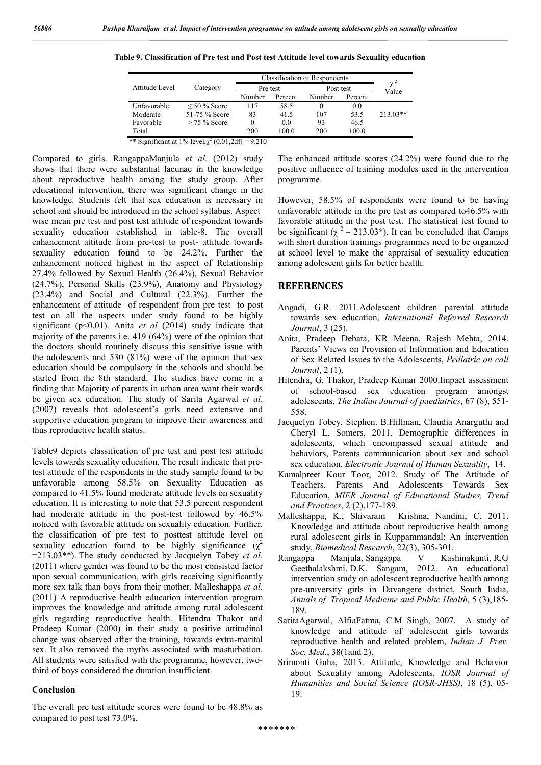**Table 9. Classification of Pre test and Post test Attitude level towards Sexuality education**

| Attitude Level | Category | Classification of Respondents | | | | $\chi^2$ Value |
|---|---|---|---|---|---|---|
| | | Pre test | | Post test | | |
| | | Number | Percent | Number | Percent | |
| Unfavorable | ≤ 50 % Score | 117 | 58.5 | 0 | 0.0 | |
| Moderate | 51-75 % Score | 83 | 41.5 | 107 | 53.5 | 213.03** |
| Favorable | > 75 % Score | 0 | 0.0 | 93 | 46.5 | |
| Total | | 200 | 100.0 | 200 | 100.0 | |

** Significant at 1% level, $\chi^2$ (0.01,2df) = 9.210

Compared to girls. RangappaManjula *et al*. (2012) study shows that there were substantial lacunae in the knowledge about reproductive health among the study group. After educational intervention, there was significant change in the knowledge. Students felt that sex education is necessary in school and should be introduced in the school syllabus. Aspect wise mean pre test and post test attitude of respondent towards sexuality education established in table-8. The overall enhancement attitude from pre-test to post- attitude towards sexuality education found to be 24.2%. Further the enhancement noticed highest in the aspect of Relationship 27.4% followed by Sexual Health (26.4%), Sexual Behavior (24.7%), Personal Skills (23.9%), Anatomy and Physiology (23.4%) and Social and Cultural (22.3%). Further the enhancement of attitude of respondent from pre test to post test on all the aspects under study found to be highly significant (p<0.01). Anita *et al* (2014) study indicate that majority of the parents i.e. 419 (64%) were of the opinion that the doctors should routinely discuss this sensitive issue with the adolescents and 530 (81%) were of the opinion that sex education should be compulsory in the schools and should be started from the 8th standard. The studies have come in a finding that Majority of parents in urban area want their wards be given sex education. The study of Sarita Agarwal *et al*. (2007) reveals that adolescent's girls need extensive and supportive education program to improve their awareness and thus reproductive health status.

Table9 depicts classification of pre test and post test attitude levels towards sexuality education. The result indicate that pre-test attitude of the respondents in the study sample found to be unfavorable among 58.5% on Sexuality Education as compared to 41.5% found moderate attitude levels on sexuality education. It is interesting to note that 53.5 percent respondent had moderate attitude in the post-test followed by 46.5% noticed with favorable attitude on sexuality education. Further, the classification of pre test to posttest attitude level on sexuality education found to be highly significance ($\chi^2$ =213.03**). The study conducted by Jacquelyn Tobey *et al*. (2011) where gender was found to be the most consisted factor upon sexual communication, with girls receiving significantly more sex talk than boys from their mother. Malleshappa *et al*. (2011) A reproductive health education intervention program improves the knowledge and attitude among rural adolescent girls regarding reproductive health. Hitendra Thakor and Pradeep Kumar (2000) in their study a positive attitudinal change was observed after the training, towards extra-marital sex. It also removed the myths associated with masturbation. All students were satisfied with the programme, however, two-third of boys considered the duration insufficient.

### Conclusion

The overall pre test attitude scores were found to be 48.8% as compared to post test 73.0%.

The enhanced attitude scores (24.2%) were found due to the positive influence of training modules used in the intervention programme.

However, 58.5% of respondents were found to be having unfavorable attitude in the pre test as compared to46.5% with favorable attitude in the post test. The statistical test found to be significant ($\chi^2$ = 213.03*). It can be concluded that Camps with short duration trainings programmes need to be organized at school level to make the appraisal of sexuality education among adolescent girls for better health.

## REFERENCES

Angadi, G.R. 2011.Adolescent children parental attitude towards sex education, *International Referred Research Journal*, 3 (25).

Anita, Pradeep Debata, KR Meena, Rajesh Mehta, 2014. Parents' Views on Provision of Information and Education of Sex Related Issues to the Adolescents, *Pediatric on call Journal*, 2 (1).

Hitendra, G. Thakor, Pradeep Kumar 2000.Impact assessment of school-based sex education program amongst adolescents, *The Indian Journal of paediatrics*, 67 (8), 551-558.

Jacquelyn Tobey, Stephen. B.Hillman, Claudia Anarguthi and Cheryl L. Somers, 2011. Demographic differences in adolescents, which encompassed sexual attitude and behaviors, Parents communication about sex and school sex education, *Electronic Journal of Human Sexuality*, 14.

Kamalpreet Kour Toor, 2012. Study of The Attitude of Teachers, Parents And Adolescents Towards Sex Education, *MIER Journal of Educational Studies, Trend and Practices*, 2 (2),177-189.

Malleshappa, K., Shivaram Krishna, Nandini, C. 2011. Knowledge and attitude about reproductive health among rural adolescent girls in Kuppammandal: An intervention study, *Biomedical Research*, 22(3), 305-301.

Rangappa Manjula, Sangappa V Kashinakunti, R.G Geethalakshmi, D.K. Sangam, 2012. An educational intervention study on adolescent reproductive health among pre-university girls in Davangere district, South India, *Annals of Tropical Medicine and Public Health*, 5 (3),185-189.

SaritaAgarwal, AlfiaFatma, C.M Singh, 2007. A study of knowledge and attitude of adolescent girls towards reproductive health and related problem, *Indian J. Prev. Soc. Med.*, 38(1and 2).

Srimonti Guha, 2013. Attitude, Knowledge and Behavior about Sexuality among Adolescents, *IOSR Journal of Humanities and Social Science (IOSR-JHSS)*, 18 (5), 05-19.

*******